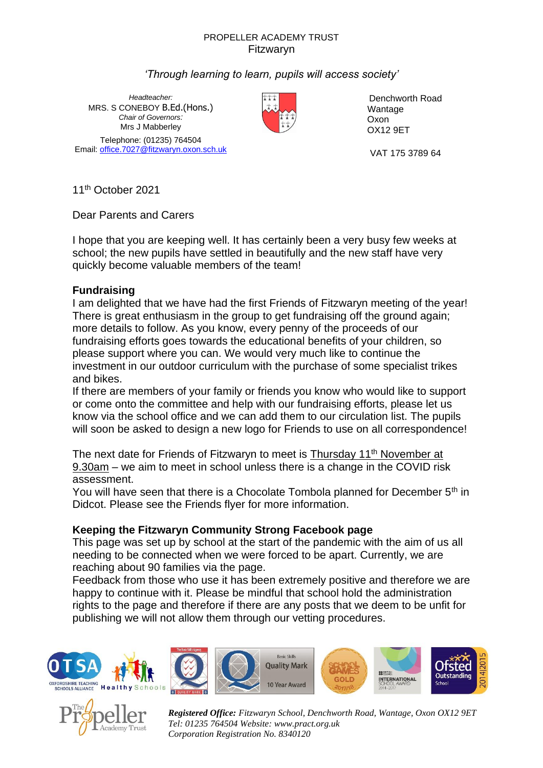PROPELLER ACADEMY TRUST
Fitzwaryn

*'Through learning to learn, pupils will access society'*

*Headteacher:*
MRS. S CONEBOY B.Ed.(Hons.)
*Chair of Governors:*
Mrs J Mabberley
Telephone: (01235) 764504
Email: office.7027@fitzwaryn.oxon.sch.uk

Denchworth Road
Wantage
Oxon
OX12 9ET

VAT 175 3789 64

11th October 2021

Dear Parents and Carers

I hope that you are keeping well. It has certainly been a very busy few weeks at school; the new pupils have settled in beautifully and the new staff have very quickly become valuable members of the team!

**Fundraising**

I am delighted that we have had the first Friends of Fitzwaryn meeting of the year! There is great enthusiasm in the group to get fundraising off the ground again; more details to follow. As you know, every penny of the proceeds of our fundraising efforts goes towards the educational benefits of your children, so please support where you can. We would very much like to continue the investment in our outdoor curriculum with the purchase of some specialist trikes and bikes.

If there are members of your family or friends you know who would like to support or come onto the committee and help with our fundraising efforts, please let us know via the school office and we can add them to our circulation list. The pupils will soon be asked to design a new logo for Friends to use on all correspondence!

The next date for Friends of Fitzwaryn to meet is Thursday 11th November at 9.30am – we aim to meet in school unless there is a change in the COVID risk assessment.

You will have seen that there is a Chocolate Tombola planned for December 5th in Didcot. Please see the Friends flyer for more information.

**Keeping the Fitzwaryn Community Strong Facebook page**

This page was set up by school at the start of the pandemic with the aim of us all needing to be connected when we were forced to be apart. Currently, we are reaching about 90 families via the page.

Feedback from those who use it has been extremely positive and therefore we are happy to continue with it. Please be mindful that school hold the administration rights to the page and therefore if there are any posts that we deem to be unfit for publishing we will not allow them through our vetting procedures.

***Registered Office:*** *Fitzwaryn School, Denchworth Road, Wantage, Oxon OX12 9ET*
*Tel: 01235 764504 Website: www.pract.org.uk*
*Corporation Registration No. 8340120*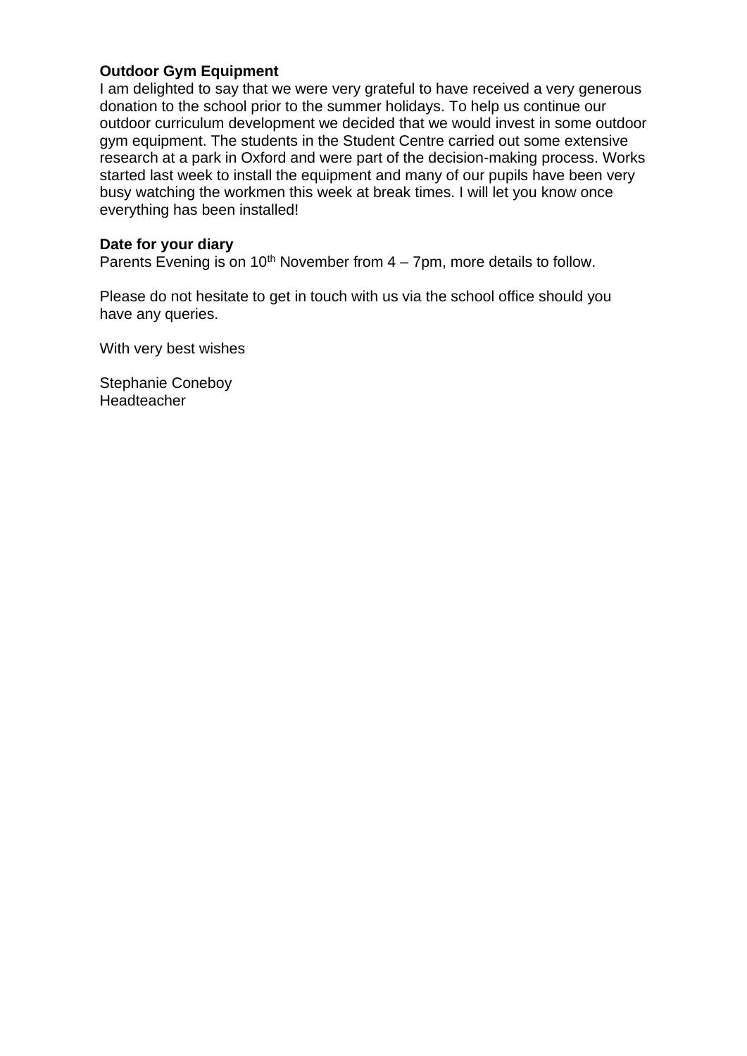**Outdoor Gym Equipment**

I am delighted to say that we were very grateful to have received a very generous donation to the school prior to the summer holidays. To help us continue our outdoor curriculum development we decided that we would invest in some outdoor gym equipment. The students in the Student Centre carried out some extensive research at a park in Oxford and were part of the decision-making process. Works started last week to install the equipment and many of our pupils have been very busy watching the workmen this week at break times. I will let you know once everything has been installed!

**Date for your diary**

Parents Evening is on 10th November from 4 – 7pm, more details to follow.

Please do not hesitate to get in touch with us via the school office should you have any queries.

With very best wishes

Stephanie Coneboy
Headteacher